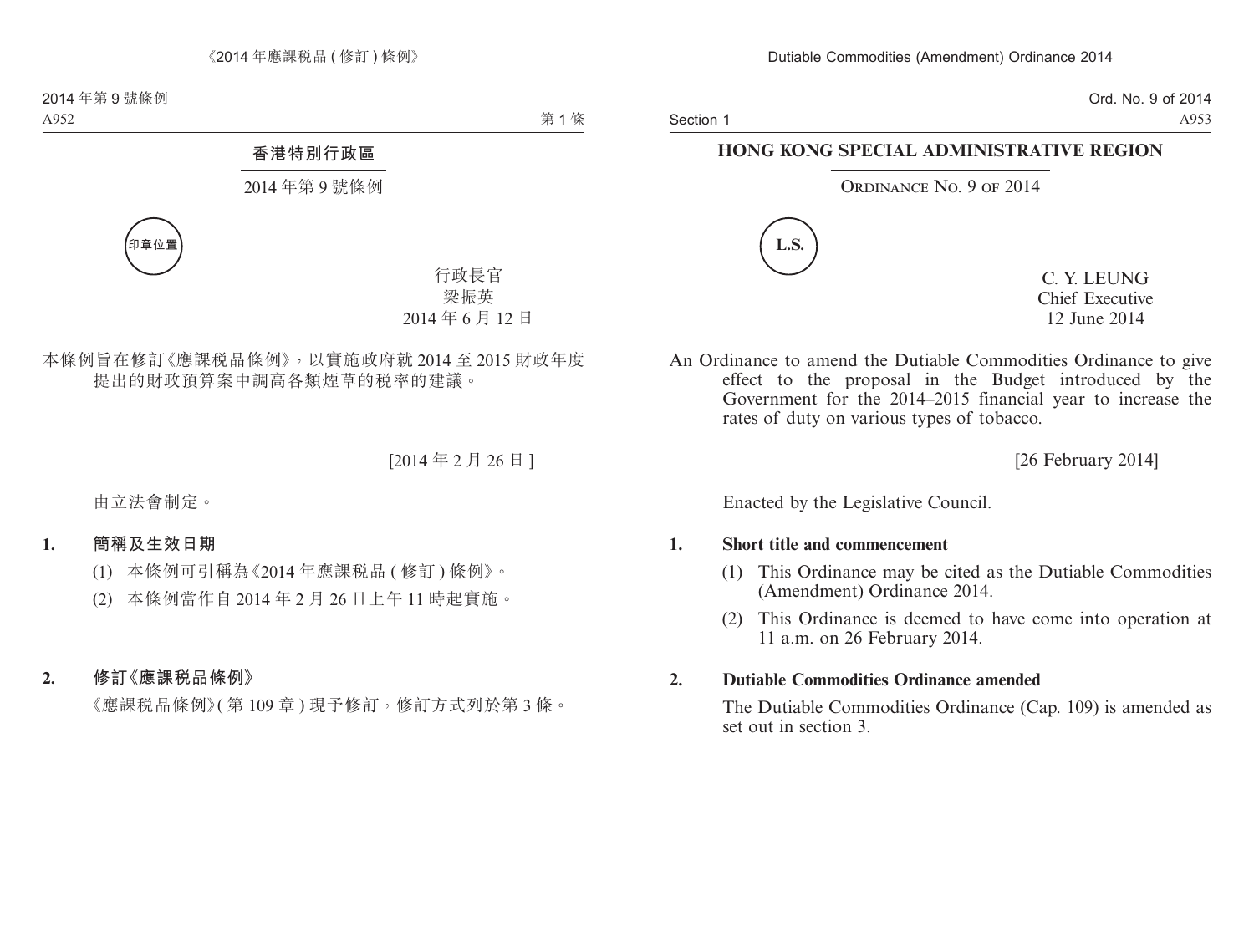# 香港特別行政區

## 2014 年第 9 號條例

印章位置

行政長官
梁振英
2014 年 6 月 12 日

本條例旨在修訂《應課稅品條例》，以實施政府就 2014 至 2015 財政年度提出的財政預算案中調高各類煙草的稅率的建議。

[2014 年 2 月 26 日]

由立法會制定。

**1. 簡稱及生效日期**

(1) 本條例可引稱為《2014 年應課稅品 (修訂) 條例》。

(2) 本條例當作自 2014 年 2 月 26 日上午 11 時起實施。

**2. 修訂《應課稅品條例》**

《應課稅品條例》(第 109 章) 現予修訂，修訂方式列於第 3 條。

# HONG KONG SPECIAL ADMINISTRATIVE REGION

## Ordinance No. 9 of 2014

L.S.

C. Y. LEUNG
Chief Executive
12 June 2014

An Ordinance to amend the Dutiable Commodities Ordinance to give effect to the proposal in the Budget introduced by the Government for the 2014–2015 financial year to increase the rates of duty on various types of tobacco.

[26 February 2014]

Enacted by the Legislative Council.

**1. Short title and commencement**

(1) This Ordinance may be cited as the Dutiable Commodities (Amendment) Ordinance 2014.

(2) This Ordinance is deemed to have come into operation at 11 a.m. on 26 February 2014.

**2. Dutiable Commodities Ordinance amended**

The Dutiable Commodities Ordinance (Cap. 109) is amended as set out in section 3.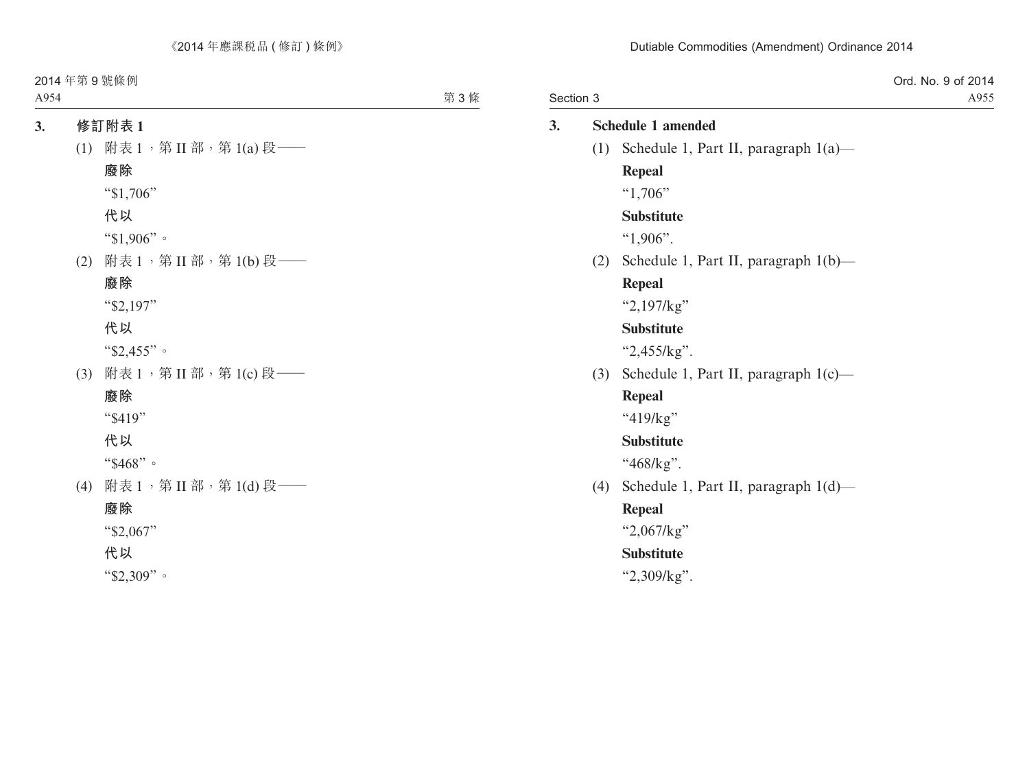## 3. 修訂附表 1

(1) 附表 1，第 II 部，第 1(a) 段——

**廢除**

"$1,706"

**代以**

"$1,906"。

(2) 附表 1，第 II 部，第 1(b) 段——

**廢除**

"$2,197"

**代以**

"$2,455"。

(3) 附表 1，第 II 部，第 1(c) 段——

**廢除**

"$419"

**代以**

"$468"。

(4) 附表 1，第 II 部，第 1(d) 段——

**廢除**

"$2,067"

**代以**

"$2,309"。

## 3. Schedule 1 amended

(1) Schedule 1, Part II, paragraph 1(a)—

**Repeal**

"1,706"

**Substitute**

"1,906".

(2) Schedule 1, Part II, paragraph 1(b)—

**Repeal**

"2,197/kg"

**Substitute**

"2,455/kg".

(3) Schedule 1, Part II, paragraph 1(c)—

**Repeal**

"419/kg"

**Substitute**

"468/kg".

(4) Schedule 1, Part II, paragraph 1(d)—

**Repeal**

"2,067/kg"

**Substitute**

"2,309/kg".